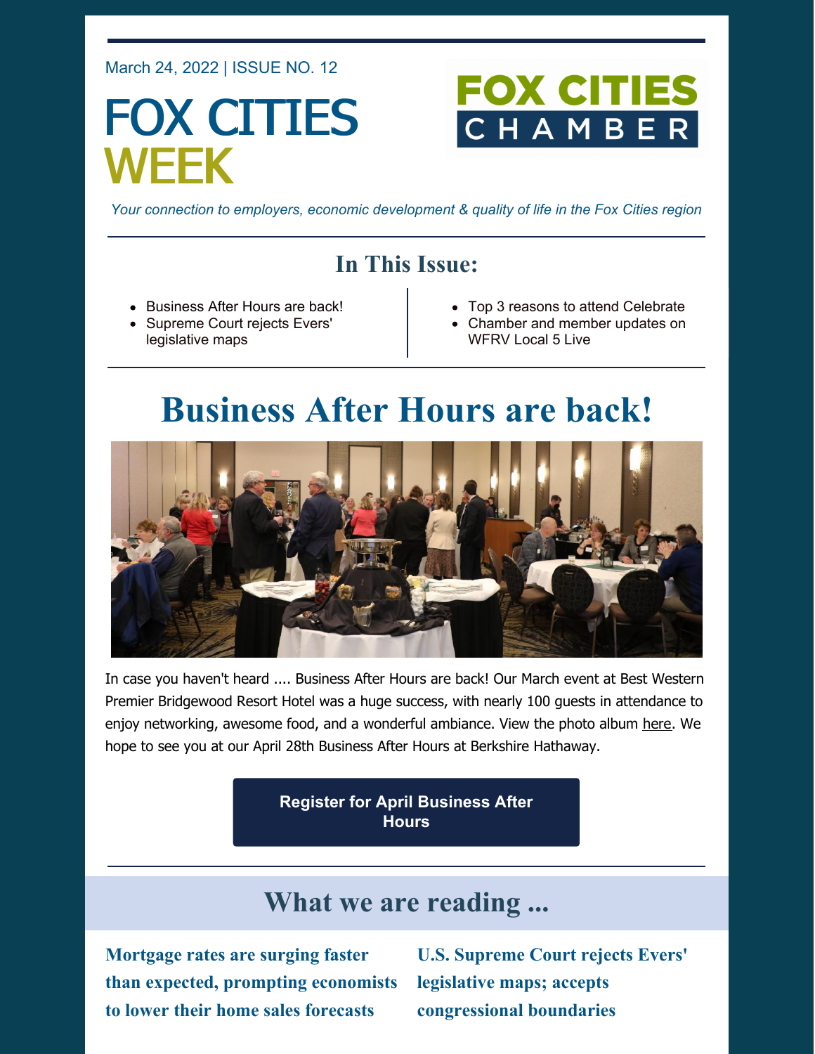March 24, 2022 | ISSUE NO. 12

# FOX CITIES WEEK

FOX CITIES CHAMBER

*Your connection to employers, economic development & quality of life in the Fox Cities region*

## In This Issue:

- Business After Hours are back!
- Supreme Court rejects Evers' legislative maps
- Top 3 reasons to attend Celebrate
- Chamber and member updates on WFRV Local 5 Live

## Business After Hours are back!

In case you haven't heard .... Business After Hours are back! Our March event at Best Western Premier Bridgewood Resort Hotel was a huge success, with nearly 100 guests in attendance to enjoy networking, awesome food, and a wonderful ambiance. View the photo album here. We hope to see you at our April 28th Business After Hours at Berkshire Hathaway.

**Register for April Business After Hours**

## What we are reading ...

### Mortgage rates are surging faster than expected, prompting economists to lower their home sales forecasts

### U.S. Supreme Court rejects Evers' legislative maps; accepts congressional boundaries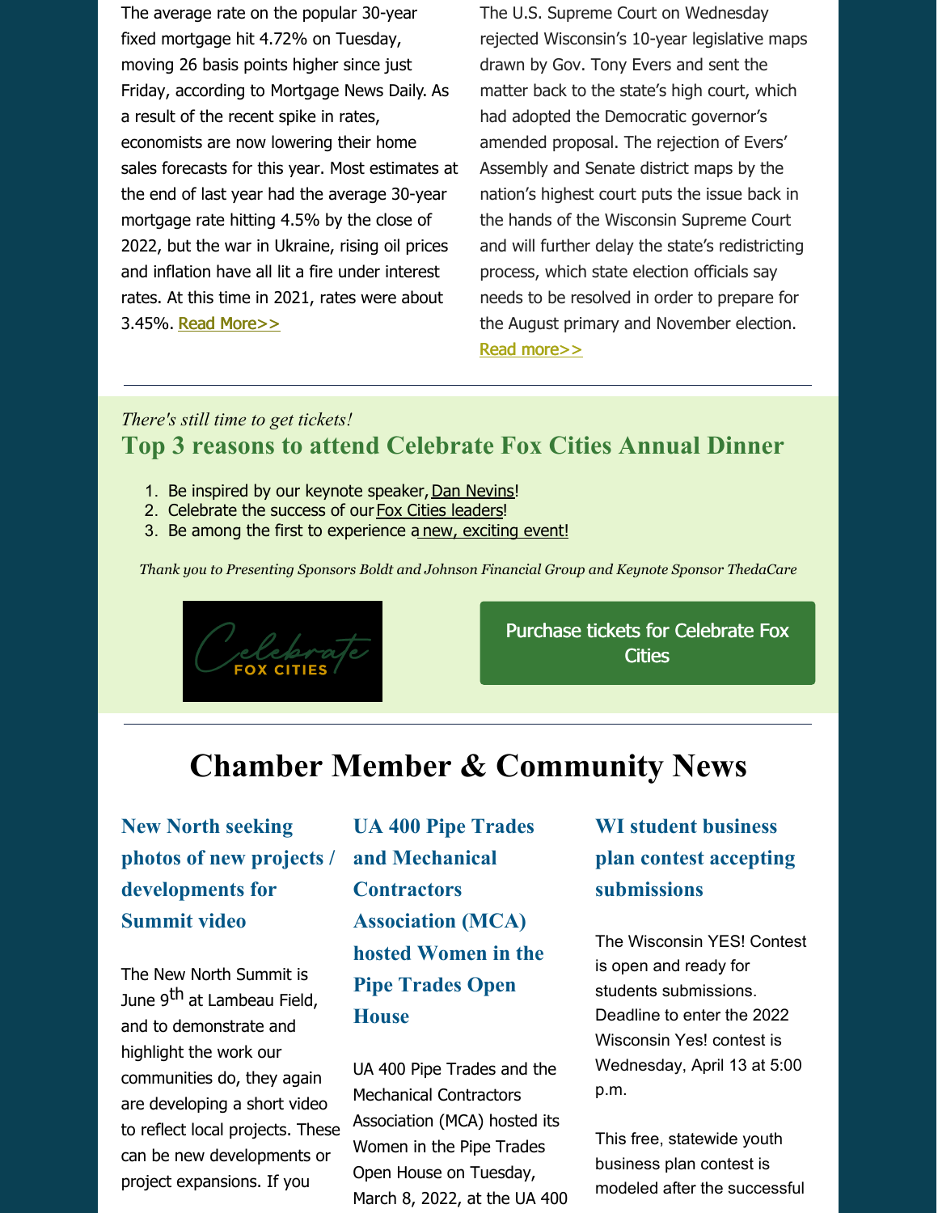The average rate on the popular 30-year fixed mortgage hit 4.72% on Tuesday, moving 26 basis points higher since just Friday, according to Mortgage News Daily. As a result of the recent spike in rates, economists are now lowering their home sales forecasts for this year. Most estimates at the end of last year had the average 30-year mortgage rate hitting 4.5% by the close of 2022, but the war in Ukraine, rising oil prices and inflation have all lit a fire under interest rates. At this time in 2021, rates were about 3.45%. Read More>>

The U.S. Supreme Court on Wednesday rejected Wisconsin's 10-year legislative maps drawn by Gov. Tony Evers and sent the matter back to the state's high court, which had adopted the Democratic governor's amended proposal. The rejection of Evers' Assembly and Senate district maps by the nation's highest court puts the issue back in the hands of the Wisconsin Supreme Court and will further delay the state's redistricting process, which state election officials say needs to be resolved in order to prepare for the August primary and November election. Read more>>

---

*There's still time to get tickets!*

## Top 3 reasons to attend Celebrate Fox Cities Annual Dinner

1. Be inspired by our keynote speaker, Dan Nevins!
2. Celebrate the success of our Fox Cities leaders!
3. Be among the first to experience a new, exciting event!

*Thank you to Presenting Sponsors Boldt and Johnson Financial Group and Keynote Sponsor ThedaCare*

Celebrate FOX CITIES

Purchase tickets for Celebrate Fox Cities

---

# Chamber Member & Community News

### New North seeking photos of new projects / developments for Summit video

The New North Summit is June 9th at Lambeau Field, and to demonstrate and highlight the work our communities do, they again are developing a short video to reflect local projects. These can be new developments or project expansions. If you

### UA 400 Pipe Trades and Mechanical Contractors Association (MCA) hosted Women in the Pipe Trades Open House

UA 400 Pipe Trades and the Mechanical Contractors Association (MCA) hosted its Women in the Pipe Trades Open House on Tuesday, March 8, 2022, at the UA 400

### WI student business plan contest accepting submissions

The Wisconsin YES! Contest is open and ready for students submissions. Deadline to enter the 2022 Wisconsin Yes! contest is Wednesday, April 13 at 5:00 p.m.

This free, statewide youth business plan contest is modeled after the successful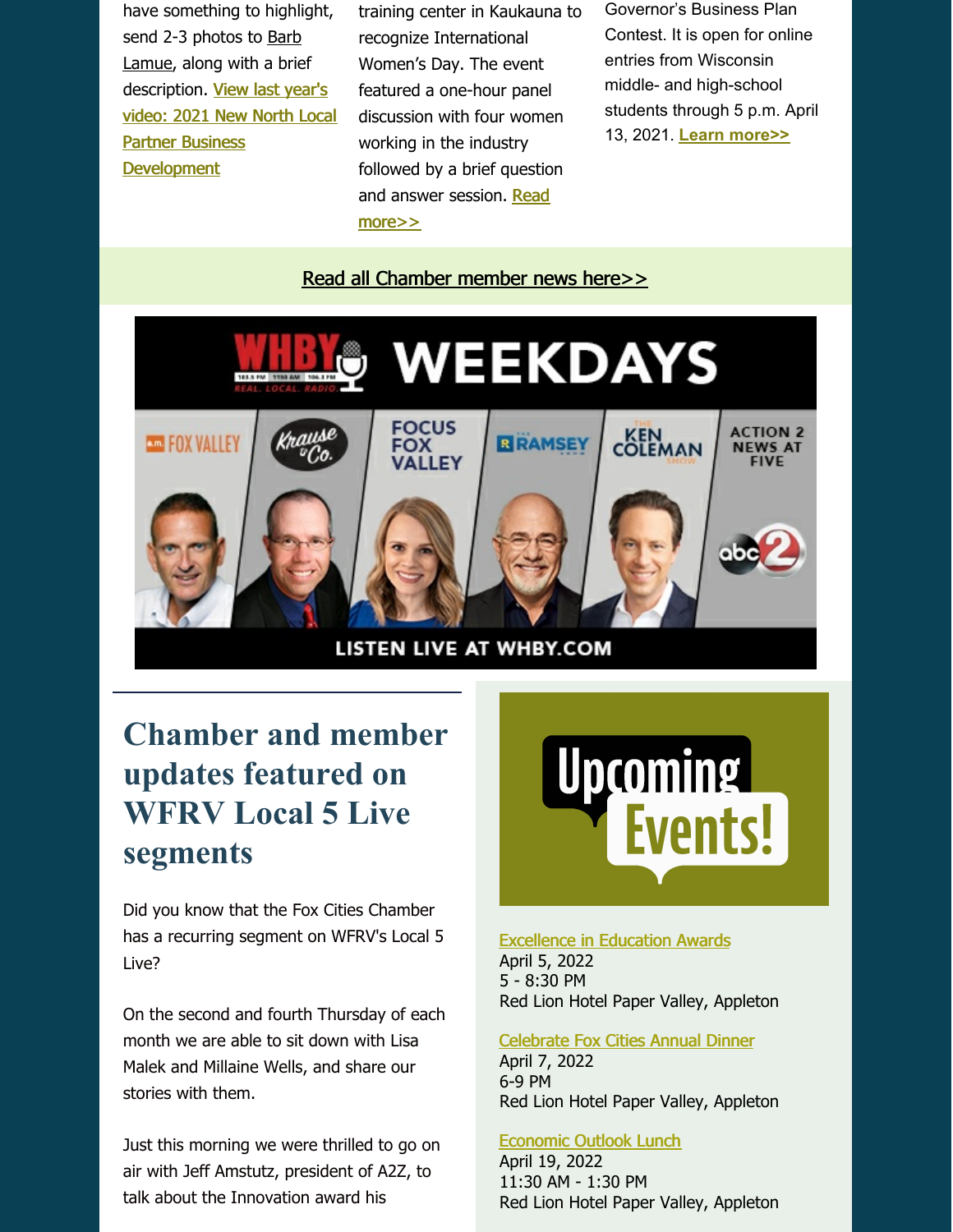have something to highlight, send 2-3 photos to Barb Lamue, along with a brief description. **View last year's video: 2021 New North Local Partner Business Development**

training center in Kaukauna to recognize International Women's Day. The event featured a one-hour panel discussion with four women working in the industry followed by a brief question and answer session. **Read more>>**

Governor's Business Plan Contest. It is open for online entries from Wisconsin middle- and high-school students through 5 p.m. April 13, 2021. **Learn more>>**

Read all Chamber member news here>>

WHBY WEEKDAYS

FOX VALLEY | Krause & Co. | FOCUS FOX VALLEY | RAMSEY | KEN COLEMAN | ACTION 2 NEWS AT FIVE

LISTEN LIVE AT WHBY.COM

# Chamber and member updates featured on WFRV Local 5 Live segments

Did you know that the Fox Cities Chamber has a recurring segment on WFRV's Local 5 Live?

On the second and fourth Thursday of each month we are able to sit down with Lisa Malek and Millaine Wells, and share our stories with them.

Just this morning we were thrilled to go on air with Jeff Amstutz, president of A2Z, to talk about the Innovation award his

## Upcoming Events!

Excellence in Education Awards
April 5, 2022
5 - 8:30 PM
Red Lion Hotel Paper Valley, Appleton

Celebrate Fox Cities Annual Dinner
April 7, 2022
6-9 PM
Red Lion Hotel Paper Valley, Appleton

Economic Outlook Lunch
April 19, 2022
11:30 AM - 1:30 PM
Red Lion Hotel Paper Valley, Appleton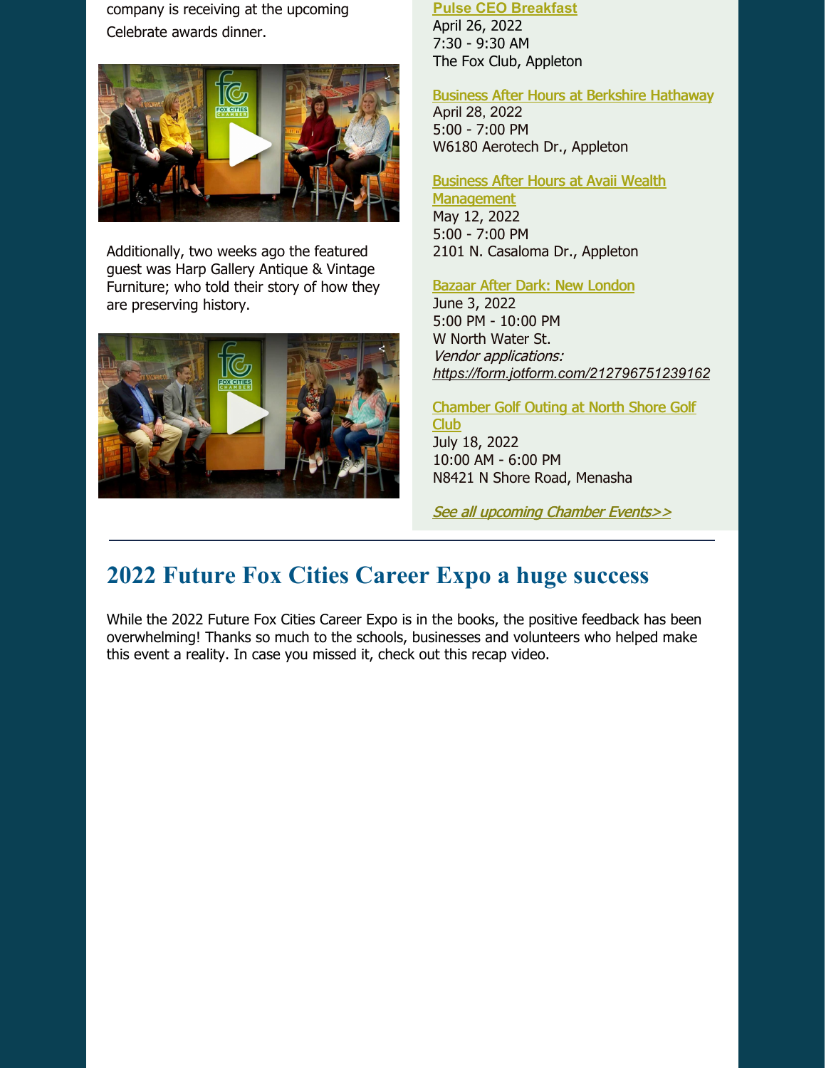company is receiving at the upcoming Celebrate awards dinner.

Additionally, two weeks ago the featured guest was Harp Gallery Antique & Vintage Furniture; who told their story of how they are preserving history.

**Pulse CEO Breakfast**
April 26, 2022
7:30 - 9:30 AM
The Fox Club, Appleton

Business After Hours at Berkshire Hathaway
April 28, 2022
5:00 - 7:00 PM
W6180 Aerotech Dr., Appleton

Business After Hours at Avaii Wealth Management
May 12, 2022
5:00 - 7:00 PM
2101 N. Casaloma Dr., Appleton

Bazaar After Dark: New London
June 3, 2022
5:00 PM - 10:00 PM
W North Water St.
*Vendor applications:*
*https://form.jotform.com/212796751239162*

Chamber Golf Outing at North Shore Golf Club
July 18, 2022
10:00 AM - 6:00 PM
N8421 N Shore Road, Menasha

*See all upcoming Chamber Events>>*

---

## 2022 Future Fox Cities Career Expo a huge success

While the 2022 Future Fox Cities Career Expo is in the books, the positive feedback has been overwhelming! Thanks so much to the schools, businesses and volunteers who helped make this event a reality. In case you missed it, check out this recap video.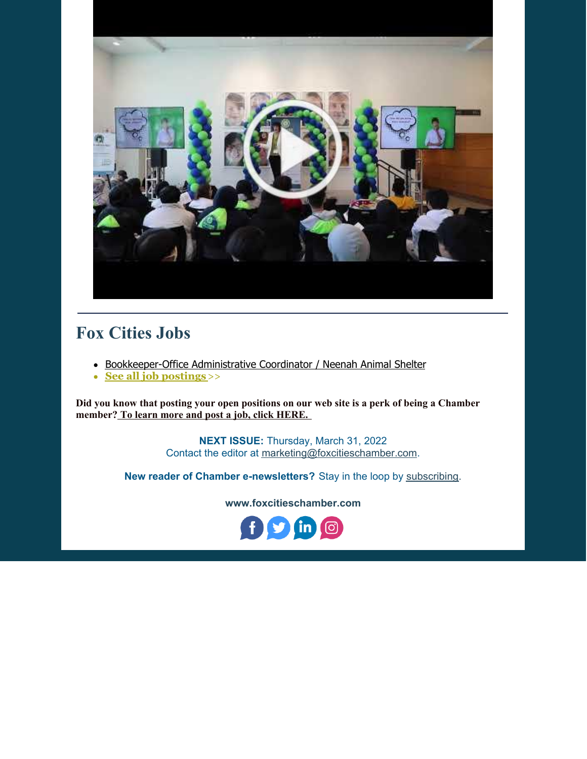## Fox Cities Jobs

- Bookkeeper-Office Administrative Coordinator / Neenah Animal Shelter
- **See all job postings** >>

**Did you know that posting your open positions on our web site is a perk of being a Chamber member? To learn more and post a job, click HERE.**

**NEXT ISSUE:** Thursday, March 31, 2022
Contact the editor at marketing@foxcitieschamber.com.

**New reader of Chamber e-newsletters?** Stay in the loop by subscribing.

**www.foxcitieschamber.com**